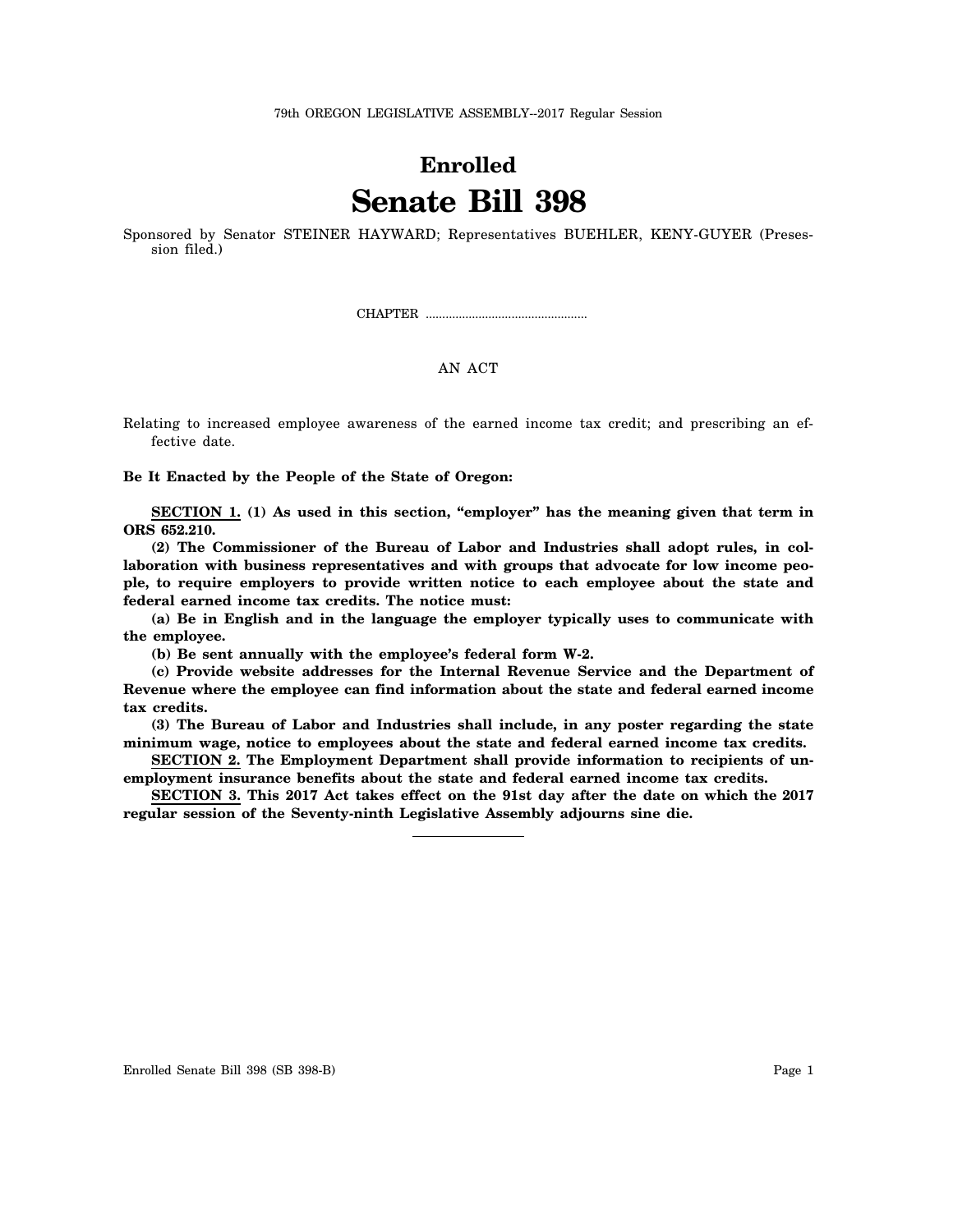79th OREGON LEGISLATIVE ASSEMBLY--2017 Regular Session

# Enrolled
# Senate Bill 398

Sponsored by Senator STEINER HAYWARD; Representatives BUEHLER, KENY-GUYER (Presession filed.)

CHAPTER .................................................

AN ACT

Relating to increased employee awareness of the earned income tax credit; and prescribing an effective date.

**Be It Enacted by the People of the State of Oregon:**

**SECTION 1. (1) As used in this section, "employer" has the meaning given that term in ORS 652.210.**

**(2) The Commissioner of the Bureau of Labor and Industries shall adopt rules, in collaboration with business representatives and with groups that advocate for low income people, to require employers to provide written notice to each employee about the state and federal earned income tax credits. The notice must:**

**(a) Be in English and in the language the employer typically uses to communicate with the employee.**

**(b) Be sent annually with the employee's federal form W-2.**

**(c) Provide website addresses for the Internal Revenue Service and the Department of Revenue where the employee can find information about the state and federal earned income tax credits.**

**(3) The Bureau of Labor and Industries shall include, in any poster regarding the state minimum wage, notice to employees about the state and federal earned income tax credits.**

**SECTION 2. The Employment Department shall provide information to recipients of unemployment insurance benefits about the state and federal earned income tax credits.**

**SECTION 3. This 2017 Act takes effect on the 91st day after the date on which the 2017 regular session of the Seventy-ninth Legislative Assembly adjourns sine die.**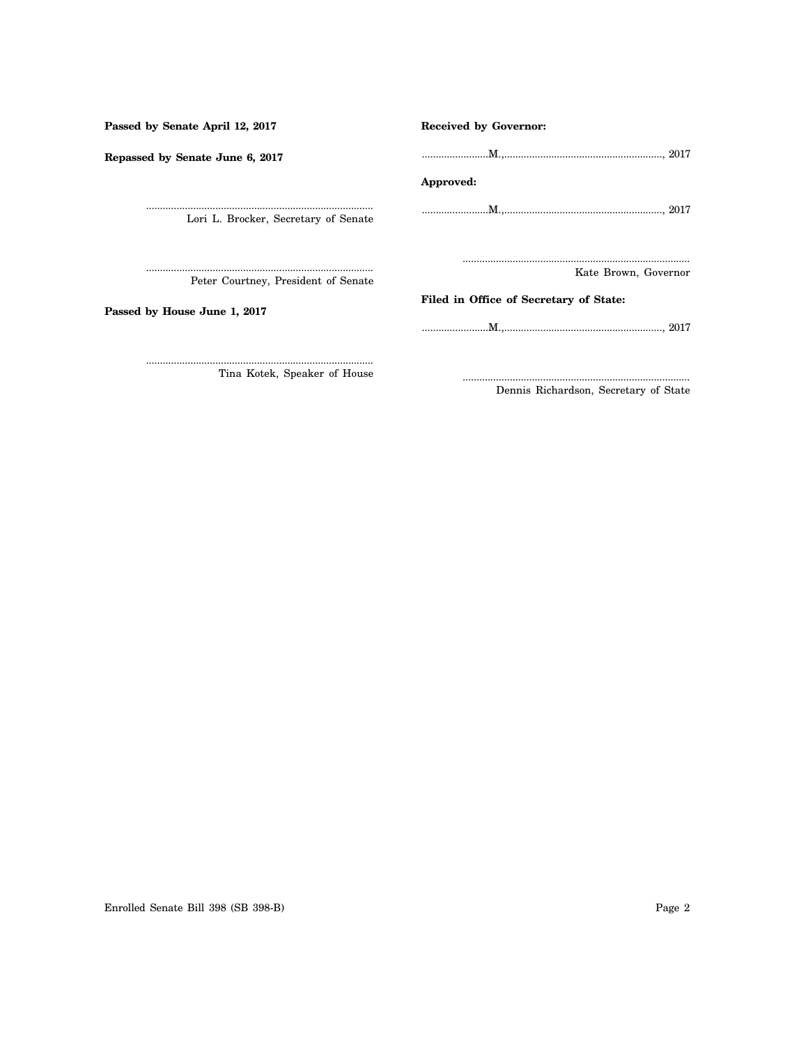**Passed by Senate April 12, 2017**

**Repassed by Senate June 6, 2017**

..................................................................................
Lori L. Brocker, Secretary of Senate

..................................................................................
Peter Courtney, President of Senate

**Passed by House June 1, 2017**

..................................................................................
Tina Kotek, Speaker of House

**Received by Governor:**

........................M.,........................................................., 2017

**Approved:**

........................M.,........................................................., 2017

..................................................................................
Kate Brown, Governor

**Filed in Office of Secretary of State:**

........................M.,........................................................., 2017

..................................................................................
Dennis Richardson, Secretary of State

Enrolled Senate Bill 398 (SB 398-B)